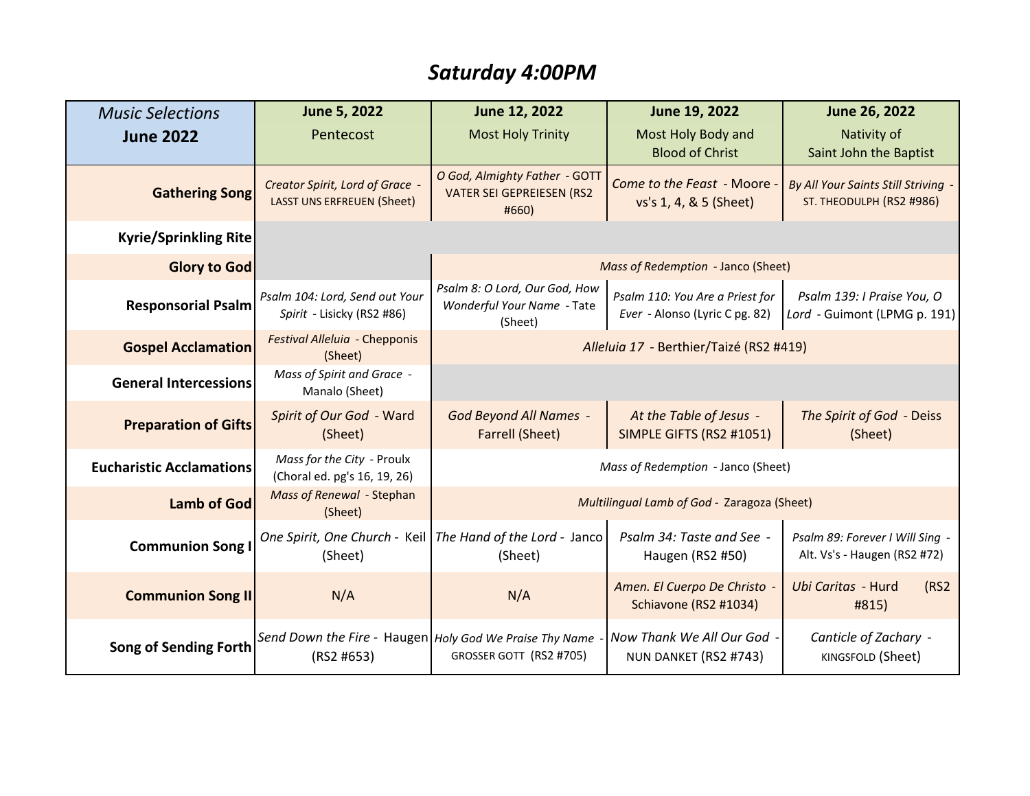# *Saturday 4:00PM*

| *Music Selections* **June 2022** | **June 5, 2022** Pentecost | **June 12, 2022** Most Holy Trinity | **June 19, 2022** Most Holy Body and Blood of Christ | **June 26, 2022** Nativity of Saint John the Baptist |
|---|---|---|---|---|
| **Gathering Song** | *Creator Spirit, Lord of Grace* - LASST UNS ERFREUEN (Sheet) | *O God, Almighty Father* - GOTT VATER SEI GEPREIESEN (RS2 #660) | *Come to the Feast* - Moore - vs's 1, 4, & 5 (Sheet) | *By All Your Saints Still Striving* - ST. THEODULPH (RS2 #986) |
| **Kyrie/Sprinkling Rite** | | | | |
| **Glory to God** | | *Mass of Redemption* - Janco (Sheet) | | |
| **Responsorial Psalm** | *Psalm 104: Lord, Send out Your Spirit* - Lisicky (RS2 #86) | *Psalm 8: O Lord, Our God, How Wonderful Your Name* - Tate (Sheet) | *Psalm 110: You Are a Priest for Ever* - Alonso (Lyric C pg. 82) | *Psalm 139: I Praise You, O Lord* - Guimont (LPMG p. 191) |
| **Gospel Acclamation** | *Festival Alleluia* - Chepponis (Sheet) | *Alleluia 17* - Berthier/Taizé (RS2 #419) | | |
| **General Intercessions** | *Mass of Spirit and Grace* - Manalo (Sheet) | | | |
| **Preparation of Gifts** | *Spirit of Our God* - Ward (Sheet) | *God Beyond All Names* - Farrell (Sheet) | *At the Table of Jesus* - SIMPLE GIFTS (RS2 #1051) | *The Spirit of God* - Deiss (Sheet) |
| **Eucharistic Acclamations** | *Mass for the City* - Proulx (Choral ed. pg's 16, 19, 26) | *Mass of Redemption* - Janco (Sheet) | | |
| **Lamb of God** | *Mass of Renewal* - Stephan (Sheet) | *Multilingual Lamb of God* - Zaragoza (Sheet) | | |
| **Communion Song I** | *One Spirit, One Church* - Keil (Sheet) | *The Hand of the Lord* - Janco (Sheet) | *Psalm 34: Taste and See* - Haugen (RS2 #50) | *Psalm 89: Forever I Will Sing* - Alt. Vs's - Haugen (RS2 #72) |
| **Communion Song II** | N/A | N/A | *Amen. El Cuerpo De Christo* - Schiavone (RS2 #1034) | *Ubi Caritas* - Hurd (RS2 #815) |
| **Song of Sending Forth** | *Send Down the Fire* - Haugen (RS2 #653) | *Holy God We Praise Thy Name* - GROSSER GOTT (RS2 #705) | *Now Thank We All Our God* - NUN DANKET (RS2 #743) | *Canticle of Zachary* - KINGSFOLD (Sheet) |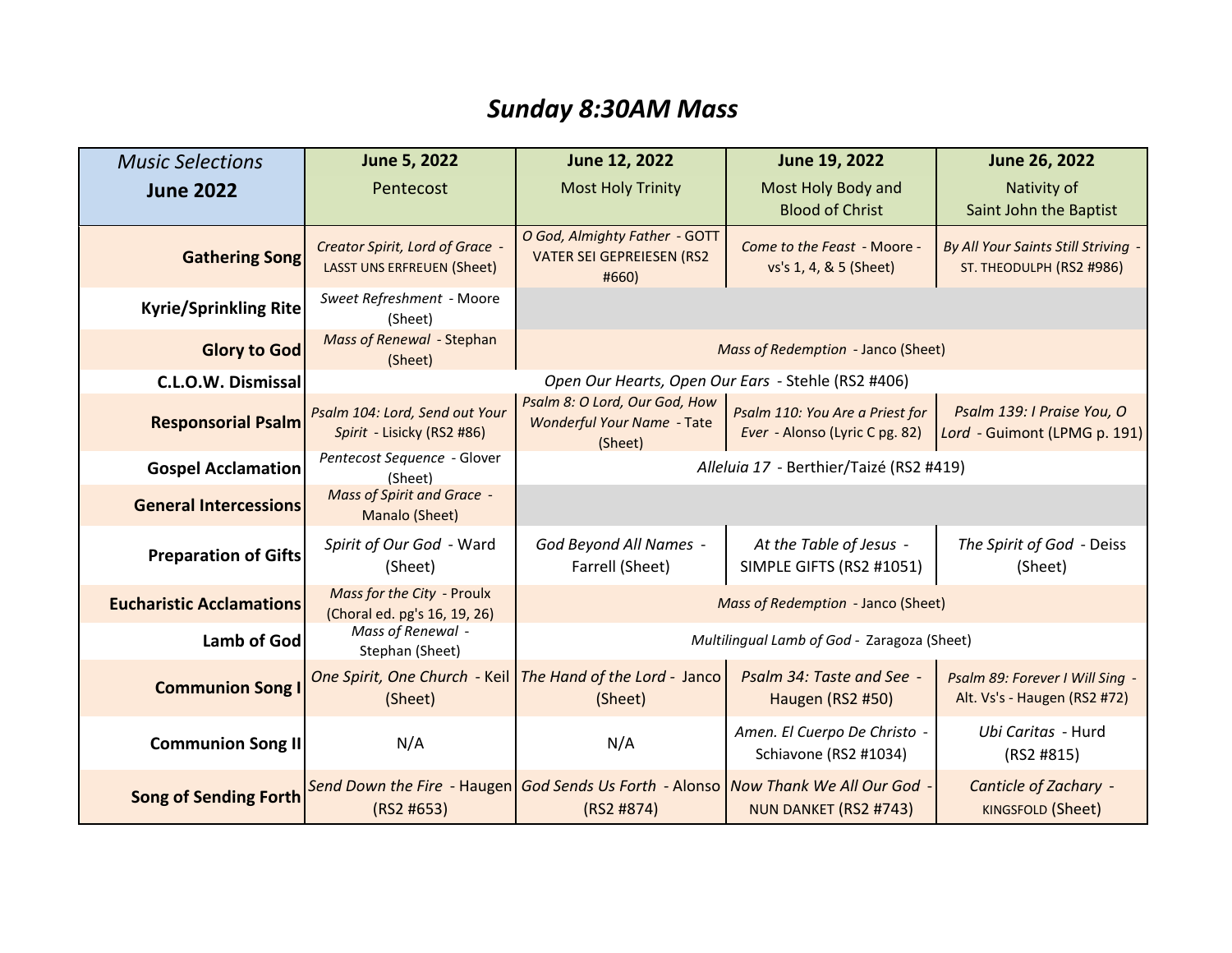# *Sunday 8:30AM Mass*

| *Music Selections* **June 2022** | **June 5, 2022** Pentecost | **June 12, 2022** Most Holy Trinity | **June 19, 2022** Most Holy Body and Blood of Christ | **June 26, 2022** Nativity of Saint John the Baptist |
|---|---|---|---|---|
| **Gathering Song** | *Creator Spirit, Lord of Grace* - LASST UNS ERFREUEN (Sheet) | *O God, Almighty Father* - GOTT VATER SEI GEPREIESEN (RS2 #660) | *Come to the Feast* - Moore - vs's 1, 4, & 5 (Sheet) | *By All Your Saints Still Striving* - ST. THEODULPH (RS2 #986) |
| **Kyrie/Sprinkling Rite** | *Sweet Refreshment* - Moore (Sheet) | | | |
| **Glory to God** | *Mass of Renewal* - Stephan (Sheet) | *Mass of Redemption* - Janco (Sheet) | | |
| **C.L.O.W. Dismissal** | *Open Our Hearts, Open Our Ears* - Stehle (RS2 #406) | | | |
| **Responsorial Psalm** | *Psalm 104: Lord, Send out Your Spirit* - Lisicky (RS2 #86) | *Psalm 8: O Lord, Our God, How Wonderful Your Name* - Tate (Sheet) | *Psalm 110: You Are a Priest for Ever* - Alonso (Lyric C pg. 82) | *Psalm 139: I Praise You, O Lord* - Guimont (LPMG p. 191) |
| **Gospel Acclamation** | *Pentecost Sequence* - Glover (Sheet) | *Alleluia 17* - Berthier/Taizé (RS2 #419) | | |
| **General Intercessions** | *Mass of Spirit and Grace* - Manalo (Sheet) | | | |
| **Preparation of Gifts** | *Spirit of Our God* - Ward (Sheet) | *God Beyond All Names* - Farrell (Sheet) | *At the Table of Jesus* - SIMPLE GIFTS (RS2 #1051) | *The Spirit of God* - Deiss (Sheet) |
| **Eucharistic Acclamations** | *Mass for the City* - Proulx (Choral ed. pg's 16, 19, 26) | *Mass of Redemption* - Janco (Sheet) | | |
| **Lamb of God** | *Mass of Renewal* - Stephan (Sheet) | *Multilingual Lamb of God* - Zaragoza (Sheet) | | |
| **Communion Song I** | *One Spirit, One Church* - Keil (Sheet) | *The Hand of the Lord* - Janco (Sheet) | *Psalm 34: Taste and See* - Haugen (RS2 #50) | *Psalm 89: Forever I Will Sing* - Alt. Vs's - Haugen (RS2 #72) |
| **Communion Song II** | N/A | N/A | *Amen. El Cuerpo De Christo* - Schiavone (RS2 #1034) | *Ubi Caritas* - Hurd (RS2 #815) |
| **Song of Sending Forth** | *Send Down the Fire* - Haugen (RS2 #653) | *God Sends Us Forth* - Alonso (RS2 #874) | *Now Thank We All Our God* - NUN DANKET (RS2 #743) | *Canticle of Zachary* - KINGSFOLD (Sheet) |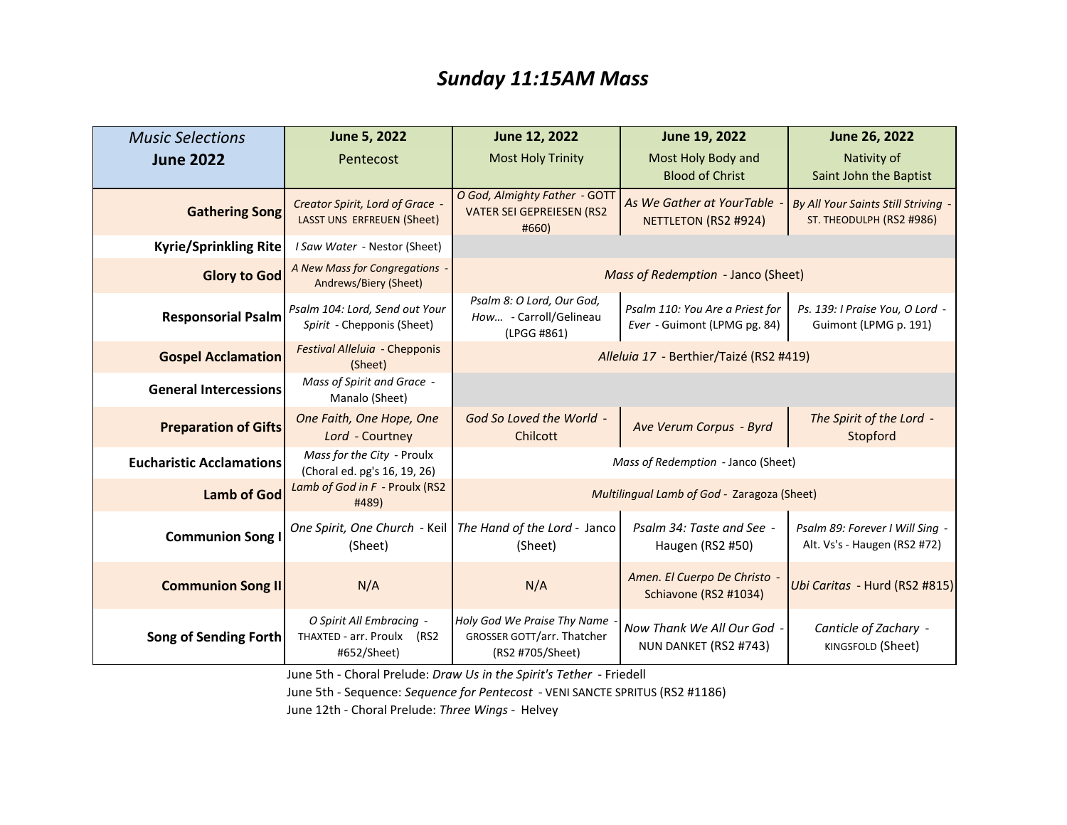# *Sunday 11:15AM Mass*

| *Music Selections* **June 2022** | **June 5, 2022** Pentecost | **June 12, 2022** Most Holy Trinity | **June 19, 2022** Most Holy Body and Blood of Christ | **June 26, 2022** Nativity of Saint John the Baptist |
|---|---|---|---|---|
| **Gathering Song** | *Creator Spirit, Lord of Grace* - LASST UNS ERFREUEN (Sheet) | *O God, Almighty Father* - GOTT VATER SEI GEPREIESEN (RS2 #660) | *As We Gather at YourTable* - NETTLETON (RS2 #924) | *By All Your Saints Still Striving* - ST. THEODULPH (RS2 #986) |
| **Kyrie/Sprinkling Rite** | *I Saw Water* - Nestor (Sheet) | | | |
| **Glory to God** | *A New Mass for Congregations* - Andrews/Biery (Sheet) | *Mass of Redemption* - Janco (Sheet) | | |
| **Responsorial Psalm** | *Psalm 104: Lord, Send out Your Spirit* - Chepponis (Sheet) | *Psalm 8: O Lord, Our God, How...* - Carroll/Gelineau (LPGG #861) | *Psalm 110: You Are a Priest for Ever* - Guimont (LPMG pg. 84) | *Ps. 139: I Praise You, O Lord* - Guimont (LPMG p. 191) |
| **Gospel Acclamation** | *Festival Alleluia* - Chepponis (Sheet) | *Alleluia 17* - Berthier/Taizé (RS2 #419) | | |
| **General Intercessions** | *Mass of Spirit and Grace* - Manalo (Sheet) | | | |
| **Preparation of Gifts** | *One Faith, One Hope, One Lord* - Courtney | *God So Loved the World* - Chilcott | *Ave Verum Corpus* - *Byrd* | *The Spirit of the Lord* - Stopford |
| **Eucharistic Acclamations** | *Mass for the City* - Proulx (Choral ed. pg's 16, 19, 26) | *Mass of Redemption* - Janco (Sheet) | | |
| **Lamb of God** | *Lamb of God in F* - Proulx (RS2 #489) | *Multilingual Lamb of God* - Zaragoza (Sheet) | | |
| **Communion Song I** | *One Spirit, One Church* - Keil (Sheet) | *The Hand of the Lord* - Janco (Sheet) | *Psalm 34: Taste and See* - Haugen (RS2 #50) | *Psalm 89: Forever I Will Sing* - Alt. Vs's - Haugen (RS2 #72) |
| **Communion Song II** | N/A | N/A | *Amen. El Cuerpo De Christo* - Schiavone (RS2 #1034) | *Ubi Caritas* - Hurd (RS2 #815) |
| **Song of Sending Forth** | *O Spirit All Embracing* - THAXTED - arr. Proulx (RS2 #652/Sheet) | *Holy God We Praise Thy Name* - GROSSER GOTT/arr. Thatcher (RS2 #705/Sheet) | *Now Thank We All Our God* - NUN DANKET (RS2 #743) | *Canticle of Zachary* - KINGSFOLD (Sheet) |

June 5th - Choral Prelude: *Draw Us in the Spirit's Tether* - Friedell

June 5th - Sequence: *Sequence for Pentecost* - VENI SANCTE SPRITUS (RS2 #1186)

June 12th - Choral Prelude: *Three Wings* - Helvey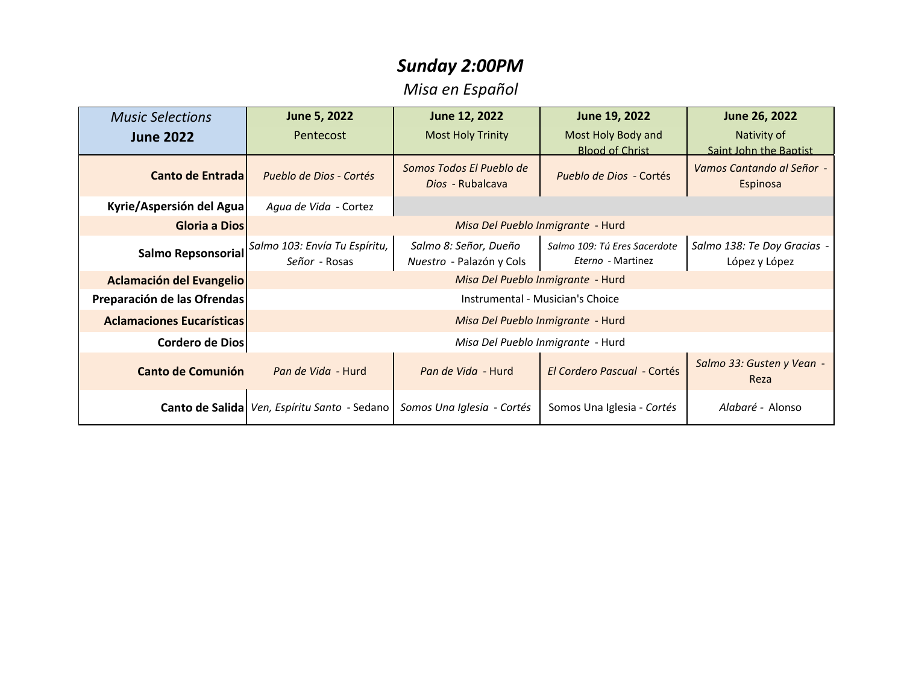# *Sunday 2:00PM*

*Misa en Español*

| *Music Selections* **June 2022** | **June 5, 2022** Pentecost | **June 12, 2022** Most Holy Trinity | **June 19, 2022** Most Holy Body and Blood of Christ | **June 26, 2022** Nativity of Saint John the Baptist |
|---|---|---|---|---|
| **Canto de Entrada** | *Pueblo de Dios - Cortés* | *Somos Todos El Pueblo de Dios* - Rubalcava | *Pueblo de Dios* - Cortés | *Vamos Cantando al Señor* - Espinosa |
| **Kyrie/Aspersión del Agua** | *Agua de Vida* - Cortez | | | |
| **Gloria a Dios** | *Misa Del Pueblo Inmigrante* - Hurd | | | |
| **Salmo Repsonsorial** | *Salmo 103: Envía Tu Espíritu, Señor* - Rosas | *Salmo 8: Señor, Dueño Nuestro* - Palazón y Cols | *Salmo 109: Tú Eres Sacerdote Eterno* - Martinez | *Salmo 138: Te Doy Gracias* - López y López |
| **Aclamación del Evangelio** | *Misa Del Pueblo Inmigrante* - Hurd | | | |
| **Preparación de las Ofrendas** | Instrumental - Musician's Choice | | | |
| **Aclamaciones Eucarísticas** | *Misa Del Pueblo Inmigrante* - Hurd | | | |
| **Cordero de Dios** | *Misa Del Pueblo Inmigrante* - Hurd | | | |
| **Canto de Comunión** | *Pan de Vida* - Hurd | *Pan de Vida* - Hurd | *El Cordero Pascual* - Cortés | *Salmo 33: Gusten y Vean* - Reza |
| **Canto de Salida** | *Ven, Espíritu Santo* - Sedano | *Somos Una Iglesia - Cortés* | Somos Una Iglesia - *Cortés* | *Alabaré* - Alonso |